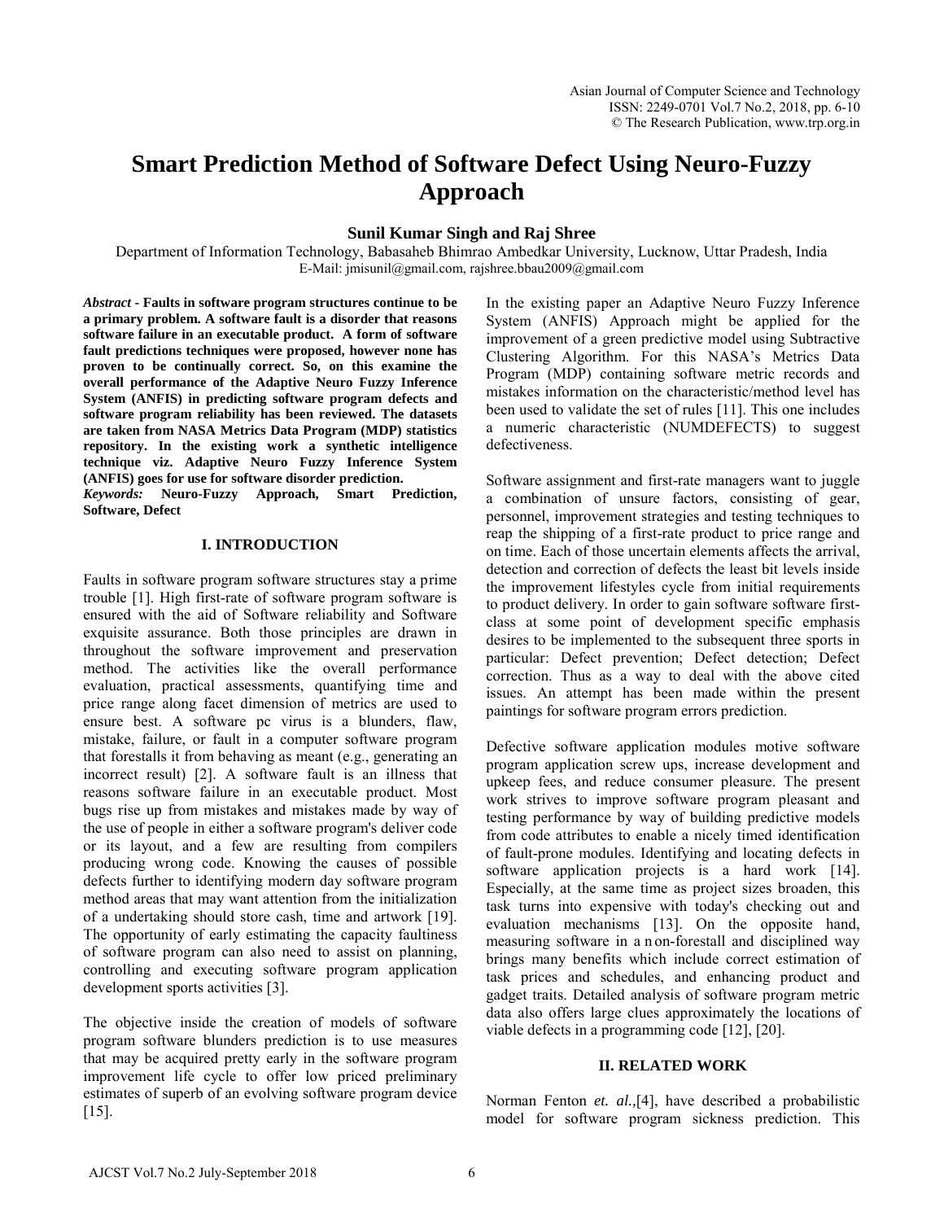# Smart Prediction Method of Software Defect Using Neuro-Fuzzy Approach

**Sunil Kumar Singh and Raj Shree**

Department of Information Technology, Babasaheb Bhimrao Ambedkar University, Lucknow, Uttar Pradesh, India
E-Mail: jmisunil@gmail.com, rajshree.bbau2009@gmail.com

***Abstract*** **- Faults in software program structures continue to be a primary problem. A software fault is a disorder that reasons software failure in an executable product. A form of software fault predictions techniques were proposed, however none has proven to be continually correct. So, on this examine the overall performance of the Adaptive Neuro Fuzzy Inference System (ANFIS) in predicting software program defects and software program reliability has been reviewed. The datasets are taken from NASA Metrics Data Program (MDP) statistics repository. In the existing work a synthetic intelligence technique viz. Adaptive Neuro Fuzzy Inference System (ANFIS) goes for use for software disorder prediction.**

***Keywords:*** **Neuro-Fuzzy Approach, Smart Prediction, Software, Defect**

## I. INTRODUCTION

Faults in software program software structures stay a prime trouble [1]. High first-rate of software program software is ensured with the aid of Software reliability and Software exquisite assurance. Both those principles are drawn in throughout the software improvement and preservation method. The activities like the overall performance evaluation, practical assessments, quantifying time and price range along facet dimension of metrics are used to ensure best. A software pc virus is a blunders, flaw, mistake, failure, or fault in a computer software program that forestalls it from behaving as meant (e.g., generating an incorrect result) [2]. A software fault is an illness that reasons software failure in an executable product. Most bugs rise up from mistakes and mistakes made by way of the use of people in either a software program's deliver code or its layout, and a few are resulting from compilers producing wrong code. Knowing the causes of possible defects further to identifying modern day software program method areas that may want attention from the initialization of a undertaking should store cash, time and artwork [19]. The opportunity of early estimating the capacity faultiness of software program can also need to assist on planning, controlling and executing software program application development sports activities [3].

The objective inside the creation of models of software program software blunders prediction is to use measures that may be acquired pretty early in the software program improvement life cycle to offer low priced preliminary estimates of superb of an evolving software program device [15].

In the existing paper an Adaptive Neuro Fuzzy Inference System (ANFIS) Approach might be applied for the improvement of a green predictive model using Subtractive Clustering Algorithm. For this NASA's Metrics Data Program (MDP) containing software metric records and mistakes information on the characteristic/method level has been used to validate the set of rules [11]. This one includes a numeric characteristic (NUMDEFECTS) to suggest defectiveness.

Software assignment and first-rate managers want to juggle a combination of unsure factors, consisting of gear, personnel, improvement strategies and testing techniques to reap the shipping of a first-rate product to price range and on time. Each of those uncertain elements affects the arrival, detection and correction of defects the least bit levels inside the improvement lifestyles cycle from initial requirements to product delivery. In order to gain software software first-class at some point of development specific emphasis desires to be implemented to the subsequent three sports in particular: Defect prevention; Defect detection; Defect correction. Thus as a way to deal with the above cited issues. An attempt has been made within the present paintings for software program errors prediction.

Defective software application modules motive software program application screw ups, increase development and upkeep fees, and reduce consumer pleasure. The present work strives to improve software program pleasant and testing performance by way of building predictive models from code attributes to enable a nicely timed identification of fault-prone modules. Identifying and locating defects in software application projects is a hard work [14]. Especially, at the same time as project sizes broaden, this task turns into expensive with today's checking out and evaluation mechanisms [13]. On the opposite hand, measuring software in a non-forestall and disciplined way brings many benefits which include correct estimation of task prices and schedules, and enhancing product and gadget traits. Detailed analysis of software program metric data also offers large clues approximately the locations of viable defects in a programming code [12], [20].

## II. RELATED WORK

Norman Fenton *et. al.,*[4], have described a probabilistic model for software program sickness prediction. This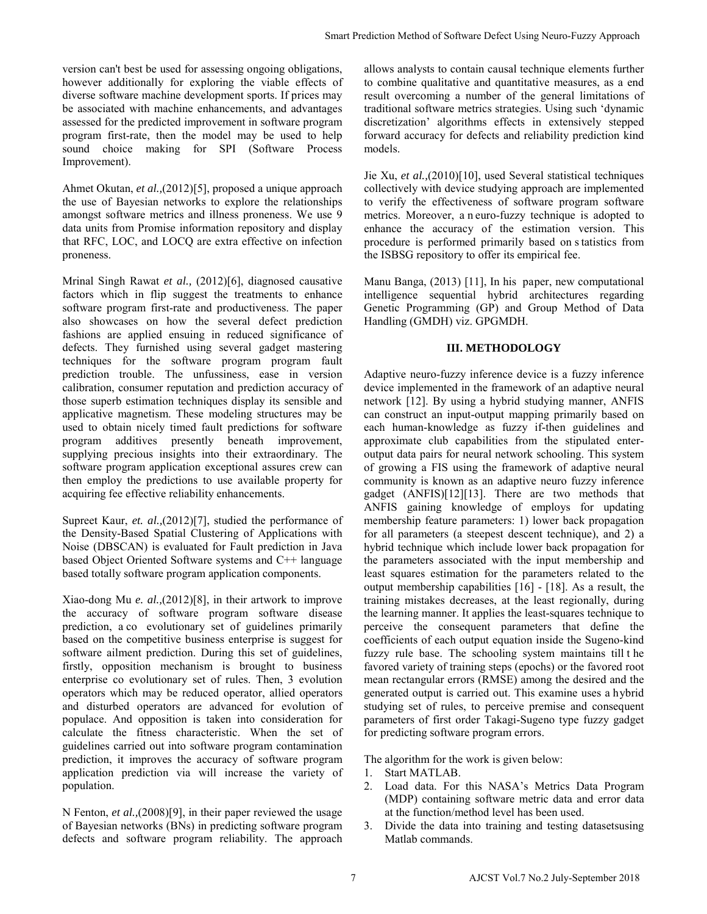version can't best be used for assessing ongoing obligations, however additionally for exploring the viable effects of diverse software machine development sports. If prices may be associated with machine enhancements, and advantages assessed for the predicted improvement in software program program first-rate, then the model may be used to help sound choice making for SPI (Software Process Improvement).

Ahmet Okutan, *et al.,*(2012)[5], proposed a unique approach the use of Bayesian networks to explore the relationships amongst software metrics and illness proneness. We use 9 data units from Promise information repository and display that RFC, LOC, and LOCQ are extra effective on infection proneness.

Mrinal Singh Rawat *et al.,* (2012)[6], diagnosed causative factors which in flip suggest the treatments to enhance software program first-rate and productiveness. The paper also showcases on how the several defect prediction fashions are applied ensuing in reduced significance of defects. They furnished using several gadget mastering techniques for the software program program fault prediction trouble. The unfussiness, ease in version calibration, consumer reputation and prediction accuracy of those superb estimation techniques display its sensible and applicative magnetism. These modeling structures may be used to obtain nicely timed fault predictions for software program additives presently beneath improvement, supplying precious insights into their extraordinary. The software program application exceptional assures crew can then employ the predictions to use available property for acquiring fee effective reliability enhancements.

Supreet Kaur, *et. al.,*(2012)[7], studied the performance of the Density-Based Spatial Clustering of Applications with Noise (DBSCAN) is evaluated for Fault prediction in Java based Object Oriented Software systems and C++ language based totally software program application components.

Xiao-dong Mu *e. al.,*(2012)[8], in their artwork to improve the accuracy of software program software disease prediction, a co evolutionary set of guidelines primarily based on the competitive business enterprise is suggest for software ailment prediction. During this set of guidelines, firstly, opposition mechanism is brought to business enterprise co evolutionary set of rules. Then, 3 evolution operators which may be reduced operator, allied operators and disturbed operators are advanced for evolution of populace. And opposition is taken into consideration for calculate the fitness characteristic. When the set of guidelines carried out into software program contamination prediction, it improves the accuracy of software program application prediction via will increase the variety of population.

N Fenton, *et al.,*(2008)[9], in their paper reviewed the usage of Bayesian networks (BNs) in predicting software program defects and software program reliability. The approach allows analysts to contain causal technique elements further to combine qualitative and quantitative measures, as a end result overcoming a number of the general limitations of traditional software metrics strategies. Using such 'dynamic discretization' algorithms effects in extensively stepped forward accuracy for defects and reliability prediction kind models.

Jie Xu, *et al.,*(2010)[10], used Several statistical techniques collectively with device studying approach are implemented to verify the effectiveness of software program software metrics. Moreover, a n euro-fuzzy technique is adopted to enhance the accuracy of the estimation version. This procedure is performed primarily based on s tatistics from the ISBSG repository to offer its empirical fee.

Manu Banga, (2013) [11], In his paper, new computational intelligence sequential hybrid architectures regarding Genetic Programming (GP) and Group Method of Data Handling (GMDH) viz. GPGMDH.

## III. METHODOLOGY

Adaptive neuro-fuzzy inference device is a fuzzy inference device implemented in the framework of an adaptive neural network [12]. By using a hybrid studying manner, ANFIS can construct an input-output mapping primarily based on each human-knowledge as fuzzy if-then guidelines and approximate club capabilities from the stipulated enter-output data pairs for neural network schooling. This system of growing a FIS using the framework of adaptive neural community is known as an adaptive neuro fuzzy inference gadget (ANFIS)[12][13]. There are two methods that ANFIS gaining knowledge of employs for updating membership feature parameters: 1) lower back propagation for all parameters (a steepest descent technique), and 2) a hybrid technique which include lower back propagation for the parameters associated with the input membership and least squares estimation for the parameters related to the output membership capabilities [16] - [18]. As a result, the training mistakes decreases, at the least regionally, during the learning manner. It applies the least-squares technique to perceive the consequent parameters that define the coefficients of each output equation inside the Sugeno-kind fuzzy rule base. The schooling system maintains till t he favored variety of training steps (epochs) or the favored root mean rectangular errors (RMSE) among the desired and the generated output is carried out. This examine uses a hybrid studying set of rules, to perceive premise and consequent parameters of first order Takagi-Sugeno type fuzzy gadget for predicting software program errors.

The algorithm for the work is given below:

1. Start MATLAB.
2. Load data. For this NASA's Metrics Data Program (MDP) containing software metric data and error data at the function/method level has been used.
3. Divide the data into training and testing datasetsusing Matlab commands.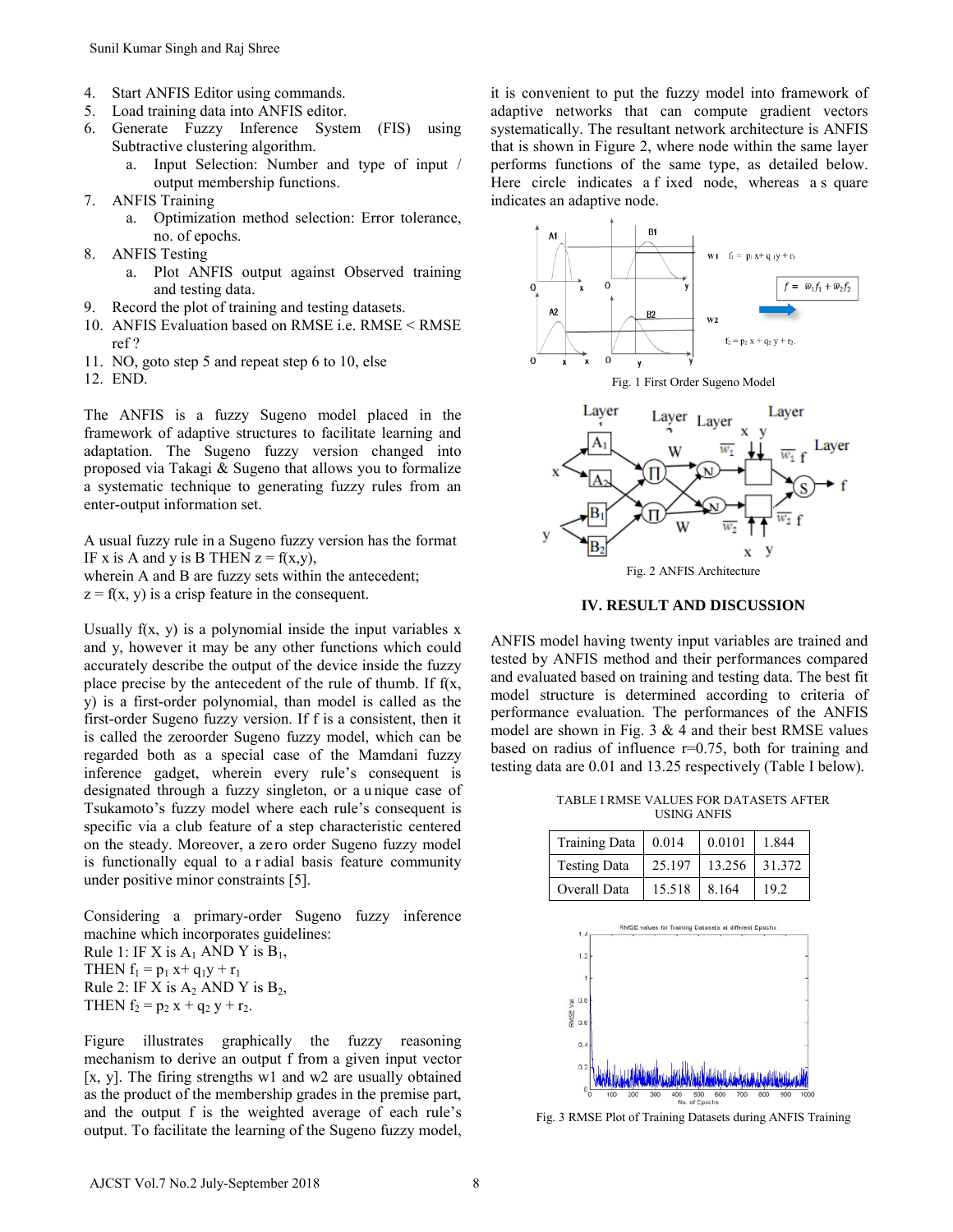4. Start ANFIS Editor using commands.
5. Load training data into ANFIS editor.
6. Generate Fuzzy Inference System (FIS) using Subtractive clustering algorithm.
   a. Input Selection: Number and type of input / output membership functions.
7. ANFIS Training
   a. Optimization method selection: Error tolerance, no. of epochs.
8. ANFIS Testing
   a. Plot ANFIS output against Observed training and testing data.
9. Record the plot of training and testing datasets.
10. ANFIS Evaluation based on RMSE i.e. RMSE < RMSE ref ?
11. NO, goto step 5 and repeat step 6 to 10, else
12. END.

The ANFIS is a fuzzy Sugeno model placed in the framework of adaptive structures to facilitate learning and adaptation. The Sugeno fuzzy version changed into proposed via Takagi & Sugeno that allows you to formalize a systematic technique to generating fuzzy rules from an enter-output information set.

A usual fuzzy rule in a Sugeno fuzzy version has the format
IF x is A and y is B THEN z = f(x,y),
wherein A and B are fuzzy sets within the antecedent;
z = f(x, y) is a crisp feature in the consequent.

Usually f(x, y) is a polynomial inside the input variables x and y, however it may be any other functions which could accurately describe the output of the device inside the fuzzy place precise by the antecedent of the rule of thumb. If f(x, y) is a first-order polynomial, than model is called as the first-order Sugeno fuzzy version. If f is a consistent, then it is called the zeroorder Sugeno fuzzy model, which can be regarded both as a special case of the Mamdani fuzzy inference gadget, wherein every rule's consequent is designated through a fuzzy singleton, or a unique case of Tsukamoto's fuzzy model where each rule's consequent is specific via a club feature of a step characteristic centered on the steady. Moreover, a zero order Sugeno fuzzy model is functionally equal to a radial basis feature community under positive minor constraints [5].

Considering a primary-order Sugeno fuzzy inference machine which incorporates guidelines:
Rule 1: IF X is $A_1$ AND Y is $B_1$,
THEN $f_1 = p_1 x + q_1 y + r_1$
Rule 2: IF X is $A_2$ AND Y is $B_2$,
THEN $f_2 = p_2 x + q_2 y + r_2$.

Figure illustrates graphically the fuzzy reasoning mechanism to derive an output f from a given input vector [x, y]. The firing strengths w1 and w2 are usually obtained as the product of the membership grades in the premise part, and the output f is the weighted average of each rule's output. To facilitate the learning of the Sugeno fuzzy model, it is convenient to put the fuzzy model into framework of adaptive networks that can compute gradient vectors systematically. The resultant network architecture is ANFIS that is shown in Figure 2, where node within the same layer performs functions of the same type, as detailed below. Here circle indicates a fixed node, whereas a square indicates an adaptive node.

Fig. 1 First Order Sugeno Model

Fig. 2 ANFIS Architecture

## IV. RESULT AND DISCUSSION

ANFIS model having twenty input variables are trained and tested by ANFIS method and their performances compared and evaluated based on training and testing data. The best fit model structure is determined according to criteria of performance evaluation. The performances of the ANFIS model are shown in Fig. 3 & 4 and their best RMSE values based on radius of influence r=0.75, both for training and testing data are 0.01 and 13.25 respectively (Table I below).

TABLE I RMSE VALUES FOR DATASETS AFTER USING ANFIS

| | | | |
|---|---|---|---|
| Training Data | 0.014 | 0.0101 | 1.844 |
| Testing Data | 25.197 | 13.256 | 31.372 |
| Overall Data | 15.518 | 8.164 | 19.2 |

Fig. 3 RMSE Plot of Training Datasets during ANFIS Training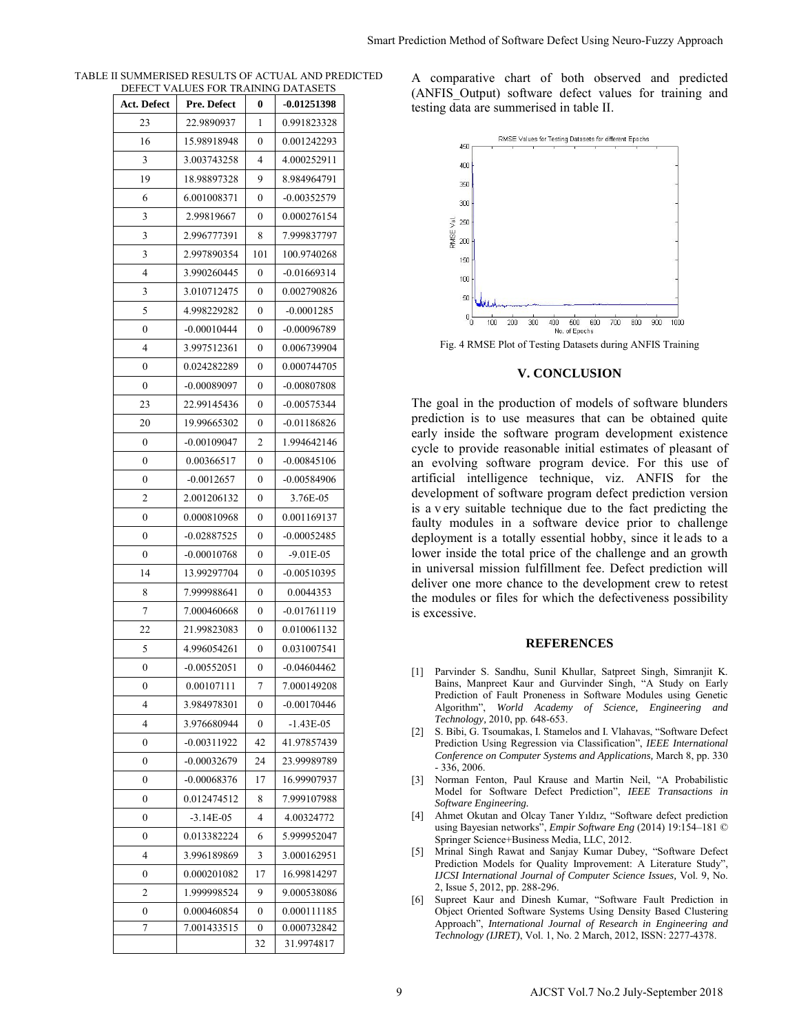TABLE II SUMMERISED RESULTS OF ACTUAL AND PREDICTED DEFECT VALUES FOR TRAINING DATASETS

| Act. Defect | Pre. Defect | 0 | -0.01251398 |
|---|---|---|---|
| 23 | 22.9890937 | 1 | 0.991823328 |
| 16 | 15.98918948 | 0 | 0.001242293 |
| 3 | 3.003743258 | 4 | 4.000252911 |
| 19 | 18.98897328 | 9 | 8.984964791 |
| 6 | 6.001008371 | 0 | -0.00352579 |
| 3 | 2.99819667 | 0 | 0.000276154 |
| 3 | 2.996777391 | 8 | 7.999837797 |
| 3 | 2.997890354 | 101 | 100.9740268 |
| 4 | 3.990260445 | 0 | -0.01669314 |
| 3 | 3.010712475 | 0 | 0.002790826 |
| 5 | 4.998229282 | 0 | -0.0001285 |
| 0 | -0.00010444 | 0 | -0.00096789 |
| 4 | 3.997512361 | 0 | 0.006739904 |
| 0 | 0.024282289 | 0 | 0.000744705 |
| 0 | -0.00089097 | 0 | -0.00807808 |
| 23 | 22.99145436 | 0 | -0.00575344 |
| 20 | 19.99665302 | 0 | -0.01186826 |
| 0 | -0.00109047 | 2 | 1.994642146 |
| 0 | 0.00366517 | 0 | -0.00845106 |
| 0 | -0.0012657 | 0 | -0.00584906 |
| 2 | 2.001206132 | 0 | 3.76E-05 |
| 0 | 0.000810968 | 0 | 0.001169137 |
| 0 | -0.02887525 | 0 | -0.00052485 |
| 0 | -0.00010768 | 0 | -9.01E-05 |
| 14 | 13.99297704 | 0 | -0.00510395 |
| 8 | 7.999988641 | 0 | 0.0044353 |
| 7 | 7.000460668 | 0 | -0.01761119 |
| 22 | 21.99823083 | 0 | 0.010061132 |
| 5 | 4.996054261 | 0 | 0.031007541 |
| 0 | -0.00552051 | 0 | -0.04604462 |
| 0 | 0.00107111 | 7 | 7.000149208 |
| 4 | 3.984978301 | 0 | -0.00170446 |
| 4 | 3.976680944 | 0 | -1.43E-05 |
| 0 | -0.00311922 | 42 | 41.97857439 |
| 0 | -0.00032679 | 24 | 23.99989789 |
| 0 | -0.00068376 | 17 | 16.99907937 |
| 0 | 0.012474512 | 8 | 7.999107988 |
| 0 | -3.14E-05 | 4 | 4.00324772 |
| 0 | 0.013382224 | 6 | 5.999952047 |
| 4 | 3.996189869 | 3 | 3.000162951 |
| 0 | 0.000201082 | 17 | 16.99814297 |
| 2 | 1.999998524 | 9 | 9.000538086 |
| 0 | 0.000460854 | 0 | 0.000111185 |
| 7 | 7.001433515 | 0 | 0.000732842 |
| | | 32 | 31.9974817 |

A comparative chart of both observed and predicted (ANFIS_Output) software defect values for training and testing data are summerised in table II.

Fig. 4 RMSE Plot of Testing Datasets during ANFIS Training

## V. CONCLUSION

The goal in the production of models of software blunders prediction is to use measures that can be obtained quite early inside the software program development existence cycle to provide reasonable initial estimates of pleasant of an evolving software program device. For this use of artificial intelligence technique, viz. ANFIS for the development of software program defect prediction version is a very suitable technique due to the fact predicting the faulty modules in a software device prior to challenge deployment is a totally essential hobby, since it leads to a lower inside the total price of the challenge and an growth in universal mission fulfillment fee. Defect prediction will deliver one more chance to the development crew to retest the modules or files for which the defectiveness possibility is excessive.

## REFERENCES

[1] Parvinder S. Sandhu, Sunil Khullar, Satpreet Singh, Simranjit K. Bains, Manpreet Kaur and Gurvinder Singh, "A Study on Early Prediction of Fault Proneness in Software Modules using Genetic Algorithm", *World Academy of Science, Engineering and Technology,* 2010, pp. 648-653.

[2] S. Bibi, G. Tsoumakas, I. Stamelos and I. Vlahavas, "Software Defect Prediction Using Regression via Classification", *IEEE International Conference on Computer Systems and Applications,* March 8, pp. 330 - 336, 2006.

[3] Norman Fenton, Paul Krause and Martin Neil, "A Probabilistic Model for Software Defect Prediction", *IEEE Transactions in Software Engineering.*

[4] Ahmet Okutan and Olcay Taner Yıldız, "Software defect prediction using Bayesian networks", *Empir Software Eng* (2014) 19:154–181 © Springer Science+Business Media, LLC, 2012.

[5] Mrinal Singh Rawat and Sanjay Kumar Dubey, "Software Defect Prediction Models for Quality Improvement: A Literature Study", *IJCSI International Journal of Computer Science Issues,* Vol. 9, No. 2, Issue 5, 2012, pp. 288-296.

[6] Supreet Kaur and Dinesh Kumar, "Software Fault Prediction in Object Oriented Software Systems Using Density Based Clustering Approach", *International Journal of Research in Engineering and Technology (IJRET)*, Vol. 1, No. 2 March, 2012, ISSN: 2277-4378.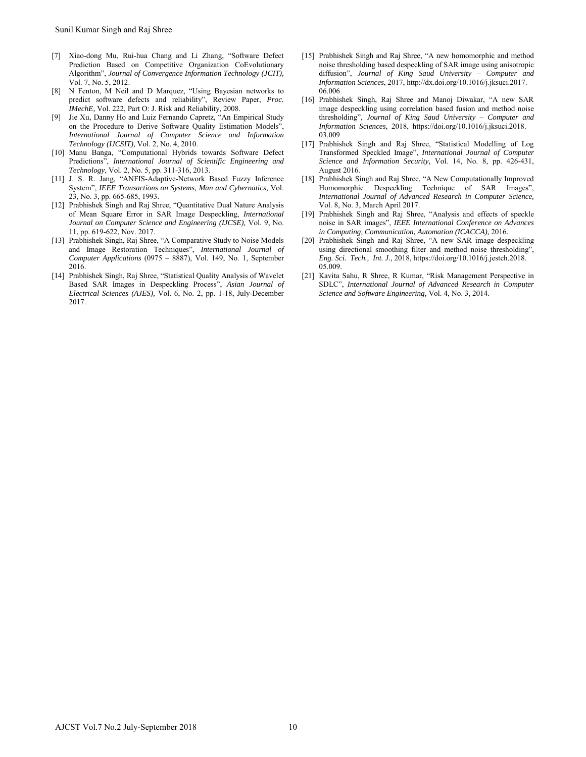[7] Xiao-dong Mu, Rui-hua Chang and Li Zhang, "Software Defect Prediction Based on Competitive Organization CoEvolutionary Algorithm", *Journal of Convergence Information Technology (JCIT),* Vol. 7, No. 5, 2012.

[8] N Fenton, M Neil and D Marquez, "Using Bayesian networks to predict software defects and reliability", Review Paper, *Proc. IMechE,* Vol. 222, Part O: J. Risk and Reliability, 2008.

[9] Jie Xu, Danny Ho and Luiz Fernando Capretz, "An Empirical Study on the Procedure to Derive Software Quality Estimation Models", *International Journal of Computer Science and Information Technology (IJCSIT),* Vol. 2, No. 4, 2010.

[10] Manu Banga, "Computational Hybrids towards Software Defect Predictions", *International Journal of Scientific Engineering and Technology*, Vol. 2, No. 5, pp. 311-316, 2013.

[11] J. S. R. Jang, "ANFIS-Adaptive-Network Based Fuzzy Inference System", *IEEE Transactions on Systems, Man and Cybernatics,* Vol. 23, No. 3, pp. 665-685, 1993.

[12] Prabhishek Singh and Raj Shree, "Quantitative Dual Nature Analysis of Mean Square Error in SAR Image Despeckling, *International Journal on Computer Science and Engineering (IJCSE),* Vol. 9, No. 11, pp. 619-622, Nov. 2017.

[13] Prabhishek Singh, Raj Shree, "A Comparative Study to Noise Models and Image Restoration Techniques", *International Journal of Computer Applications* (0975 – 8887), Vol. 149, No. 1, September 2016.

[14] Prabhishek Singh, Raj Shree, "Statistical Quality Analysis of Wavelet Based SAR Images in Despeckling Process", *Asian Journal of Electrical Sciences (AJES),* Vol. 6, No. 2, pp. 1-18, July-December 2017.

[15] Prabhishek Singh and Raj Shree, "A new homomorphic and method noise thresholding based despeckling of SAR image using anisotropic diffusion", *Journal of King Saud University – Computer and Information Sciences*, 2017, http://dx.doi.org/10.1016/j.jksuci.2017.06.006

[16] Prabhishek Singh, Raj Shree and Manoj Diwakar, "A new SAR image despeckling using correlation based fusion and method noise thresholding", *Journal of King Saud University – Computer and Information Sciences*, 2018, https://doi.org/10.1016/j.jksuci.2018.03.009

[17] Prabhishek Singh and Raj Shree, "Statistical Modelling of Log Transformed Speckled Image", *International Journal of Computer Science and Information Security,* Vol. 14, No. 8, pp. 426-431, August 2016.

[18] Prabhishek Singh and Raj Shree, "A New Computationally Improved Homomorphic Despeckling Technique of SAR Images", *International Journal of Advanced Research in Computer Science,* Vol. 8, No. 3, March April 2017.

[19] Prabhishek Singh and Raj Shree, "Analysis and effects of speckle noise in SAR images", *IEEE International Conference on Advances in Computing, Communication, Automation (ICACCA),* 2016.

[20] Prabhishek Singh and Raj Shree, "A new SAR image despeckling using directional smoothing filter and method noise thresholding", *Eng. Sci. Tech., Int. J.*, 2018, https://doi.org/10.1016/j.jestch.2018.05.009.

[21] Kavita Sahu, R Shree, R Kumar, "Risk Management Perspective in SDLC", *International Journal of Advanced Research in Computer Science and Software Engineering,* Vol. 4, No. 3, 2014.